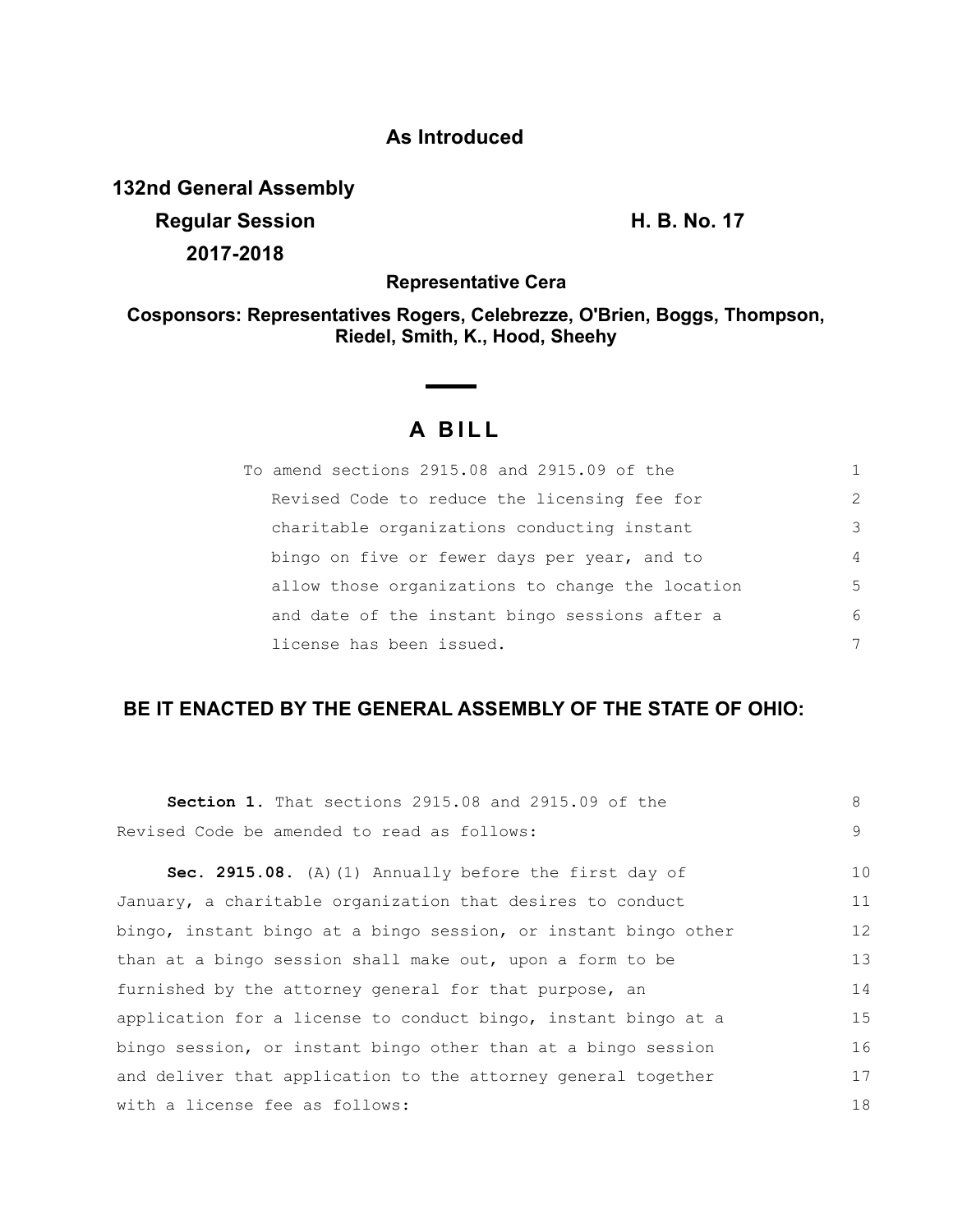**As Introduced**

**132nd General Assembly**

**Regular Session** **H. B. No. 17**

**2017-2018**

**Representative Cera**

**Cosponsors: Representatives Rogers, Celebrezze, O'Brien, Boggs, Thompson, Riedel, Smith, K., Hood, Sheehy**

# A BILL

To amend sections 2915.08 and 2915.09 of the Revised Code to reduce the licensing fee for charitable organizations conducting instant bingo on five or fewer days per year, and to allow those organizations to change the location and date of the instant bingo sessions after a license has been issued.

## BE IT ENACTED BY THE GENERAL ASSEMBLY OF THE STATE OF OHIO:

**Section 1.** That sections 2915.08 and 2915.09 of the Revised Code be amended to read as follows:

**Sec. 2915.08.** (A)(1) Annually before the first day of January, a charitable organization that desires to conduct bingo, instant bingo at a bingo session, or instant bingo other than at a bingo session shall make out, upon a form to be furnished by the attorney general for that purpose, an application for a license to conduct bingo, instant bingo at a bingo session, or instant bingo other than at a bingo session and deliver that application to the attorney general together with a license fee as follows: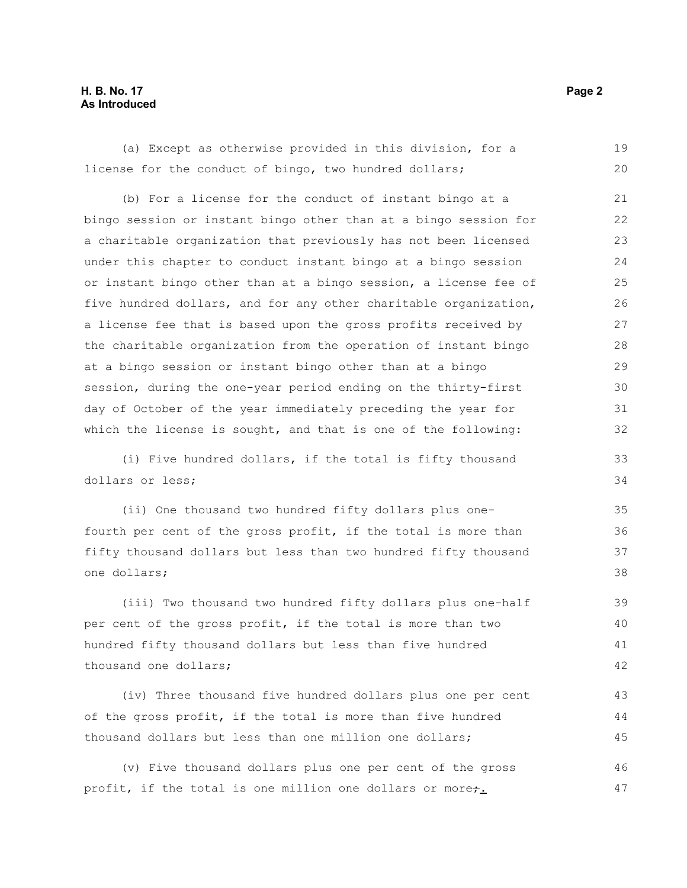(a) Except as otherwise provided in this division, for a license for the conduct of bingo, two hundred dollars;

(b) For a license for the conduct of instant bingo at a bingo session or instant bingo other than at a bingo session for a charitable organization that previously has not been licensed under this chapter to conduct instant bingo at a bingo session or instant bingo other than at a bingo session, a license fee of five hundred dollars, and for any other charitable organization, a license fee that is based upon the gross profits received by the charitable organization from the operation of instant bingo at a bingo session or instant bingo other than at a bingo session, during the one-year period ending on the thirty-first day of October of the year immediately preceding the year for which the license is sought, and that is one of the following:

(i) Five hundred dollars, if the total is fifty thousand dollars or less;

(ii) One thousand two hundred fifty dollars plus one-fourth per cent of the gross profit, if the total is more than fifty thousand dollars but less than two hundred fifty thousand one dollars;

(iii) Two thousand two hundred fifty dollars plus one-half per cent of the gross profit, if the total is more than two hundred fifty thousand dollars but less than five hundred thousand one dollars;

(iv) Three thousand five hundred dollars plus one per cent of the gross profit, if the total is more than five hundred thousand dollars but less than one million one dollars;

(v) Five thousand dollars plus one per cent of the gross profit, if the total is one million one dollars or more;.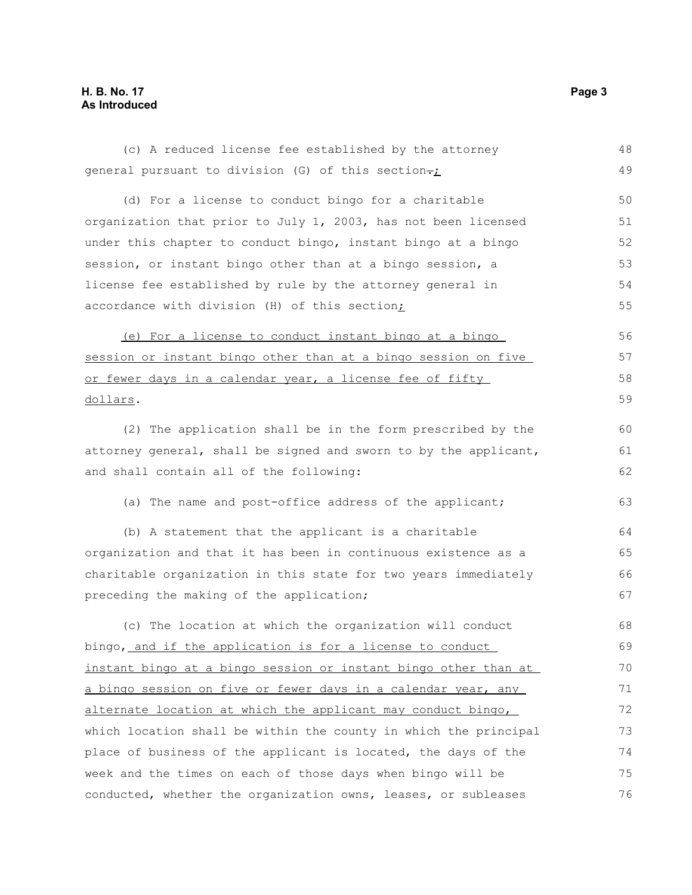(c) A reduced license fee established by the attorney general pursuant to division (G) of this section.;

(d) For a license to conduct bingo for a charitable organization that prior to July 1, 2003, has not been licensed under this chapter to conduct bingo, instant bingo at a bingo session, or instant bingo other than at a bingo session, a license fee established by rule by the attorney general in accordance with division (H) of this section;

(e) For a license to conduct instant bingo at a bingo session or instant bingo other than at a bingo session on five or fewer days in a calendar year, a license fee of fifty dollars.

(2) The application shall be in the form prescribed by the attorney general, shall be signed and sworn to by the applicant, and shall contain all of the following:

(a) The name and post-office address of the applicant;

(b) A statement that the applicant is a charitable organization and that it has been in continuous existence as a charitable organization in this state for two years immediately preceding the making of the application;

(c) The location at which the organization will conduct bingo, and if the application is for a license to conduct instant bingo at a bingo session or instant bingo other than at a bingo session on five or fewer days in a calendar year, any alternate location at which the applicant may conduct bingo, which location shall be within the county in which the principal place of business of the applicant is located, the days of the week and the times on each of those days when bingo will be conducted, whether the organization owns, leases, or subleases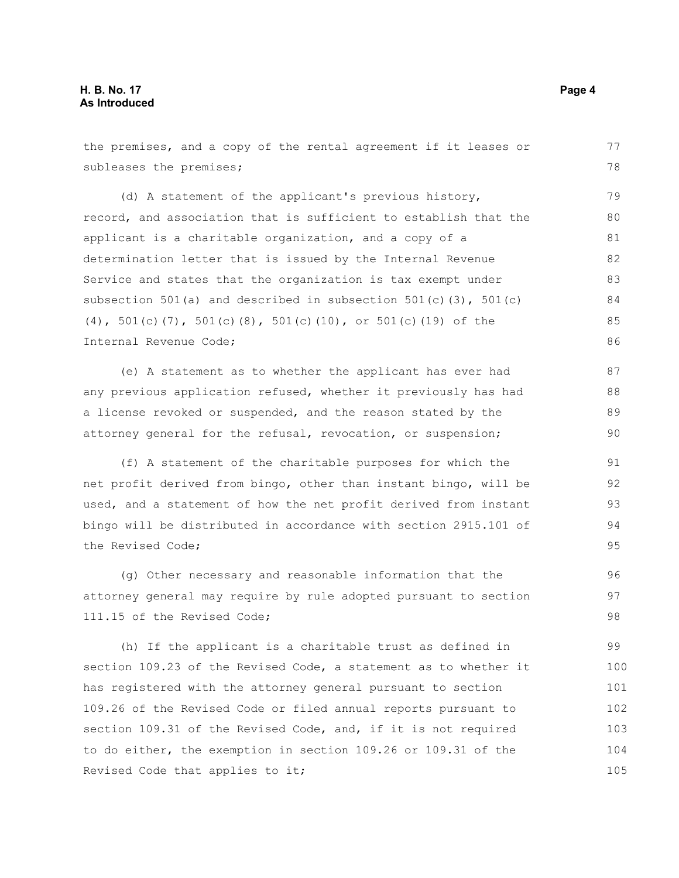the premises, and a copy of the rental agreement if it leases or subleases the premises;

(d) A statement of the applicant's previous history, record, and association that is sufficient to establish that the applicant is a charitable organization, and a copy of a determination letter that is issued by the Internal Revenue Service and states that the organization is tax exempt under subsection 501(a) and described in subsection 501(c)(3), 501(c)(4), 501(c)(7), 501(c)(8), 501(c)(10), or 501(c)(19) of the Internal Revenue Code;

(e) A statement as to whether the applicant has ever had any previous application refused, whether it previously has had a license revoked or suspended, and the reason stated by the attorney general for the refusal, revocation, or suspension;

(f) A statement of the charitable purposes for which the net profit derived from bingo, other than instant bingo, will be used, and a statement of how the net profit derived from instant bingo will be distributed in accordance with section 2915.101 of the Revised Code;

(g) Other necessary and reasonable information that the attorney general may require by rule adopted pursuant to section 111.15 of the Revised Code;

(h) If the applicant is a charitable trust as defined in section 109.23 of the Revised Code, a statement as to whether it has registered with the attorney general pursuant to section 109.26 of the Revised Code or filed annual reports pursuant to section 109.31 of the Revised Code, and, if it is not required to do either, the exemption in section 109.26 or 109.31 of the Revised Code that applies to it;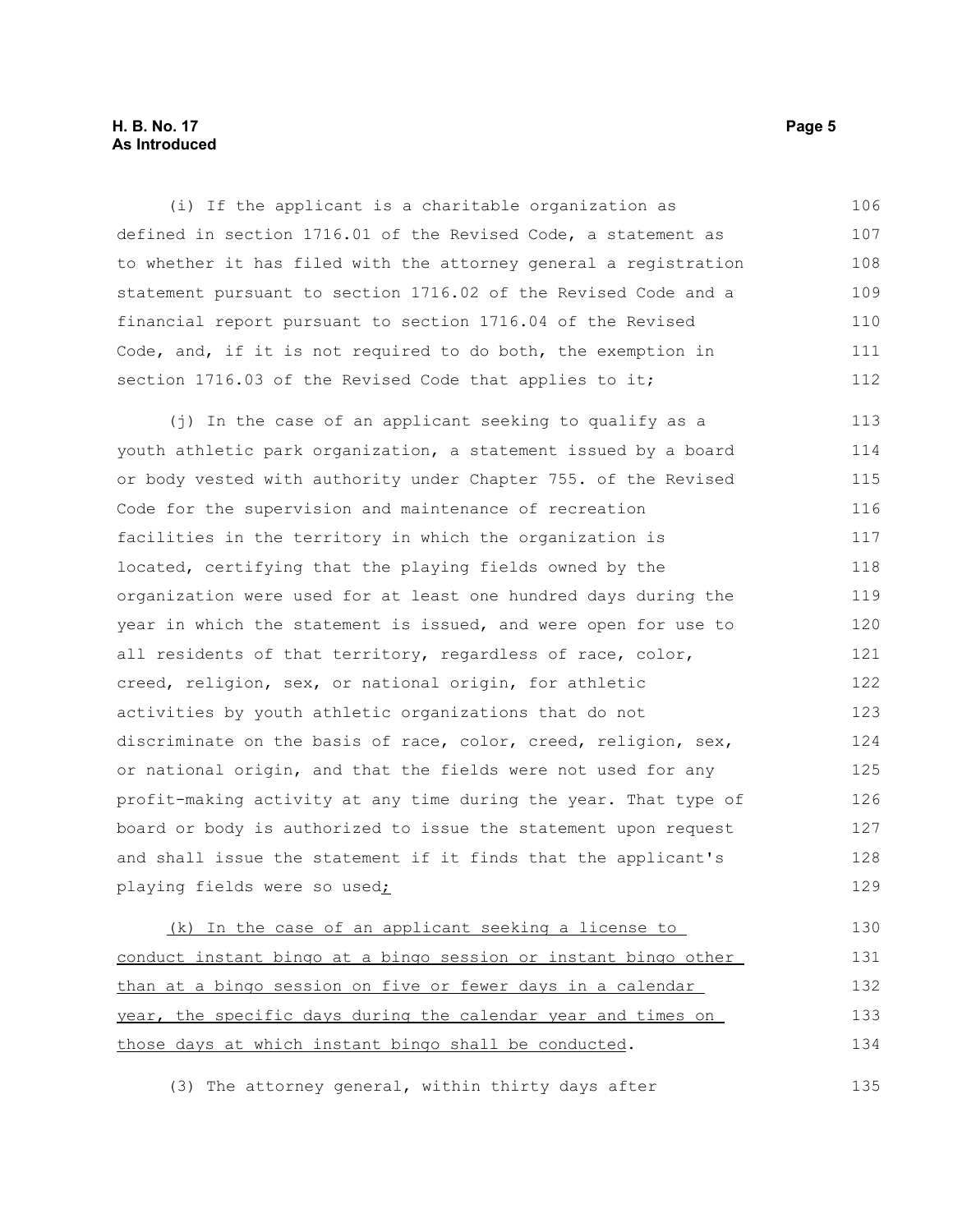(i) If the applicant is a charitable organization as defined in section 1716.01 of the Revised Code, a statement as to whether it has filed with the attorney general a registration statement pursuant to section 1716.02 of the Revised Code and a financial report pursuant to section 1716.04 of the Revised Code, and, if it is not required to do both, the exemption in section 1716.03 of the Revised Code that applies to it;

(j) In the case of an applicant seeking to qualify as a youth athletic park organization, a statement issued by a board or body vested with authority under Chapter 755. of the Revised Code for the supervision and maintenance of recreation facilities in the territory in which the organization is located, certifying that the playing fields owned by the organization were used for at least one hundred days during the year in which the statement is issued, and were open for use to all residents of that territory, regardless of race, color, creed, religion, sex, or national origin, for athletic activities by youth athletic organizations that do not discriminate on the basis of race, color, creed, religion, sex, or national origin, and that the fields were not used for any profit-making activity at any time during the year. That type of board or body is authorized to issue the statement upon request and shall issue the statement if it finds that the applicant's playing fields were so used<u>;</u>

<u>(k) In the case of an applicant seeking a license to conduct instant bingo at a bingo session or instant bingo other than at a bingo session on five or fewer days in a calendar year, the specific days during the calendar year and times on those days at which instant bingo shall be conducted</u>.

(3) The attorney general, within thirty days after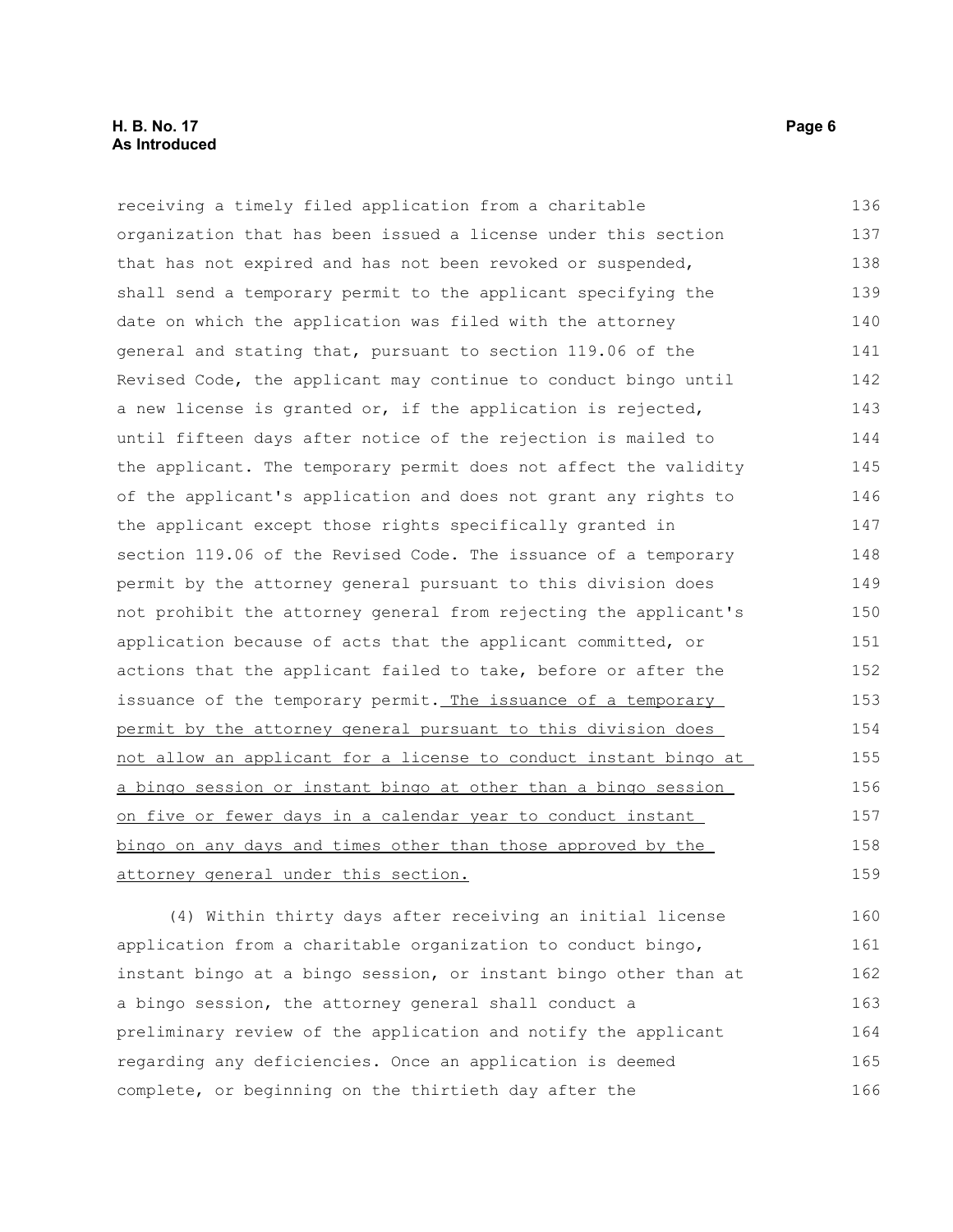receiving a timely filed application from a charitable organization that has been issued a license under this section that has not expired and has not been revoked or suspended, shall send a temporary permit to the applicant specifying the date on which the application was filed with the attorney general and stating that, pursuant to section 119.06 of the Revised Code, the applicant may continue to conduct bingo until a new license is granted or, if the application is rejected, until fifteen days after notice of the rejection is mailed to the applicant. The temporary permit does not affect the validity of the applicant's application and does not grant any rights to the applicant except those rights specifically granted in section 119.06 of the Revised Code. The issuance of a temporary permit by the attorney general pursuant to this division does not prohibit the attorney general from rejecting the applicant's application because of acts that the applicant committed, or actions that the applicant failed to take, before or after the issuance of the temporary permit. <u>The issuance of a temporary permit by the attorney general pursuant to this division does not allow an applicant for a license to conduct instant bingo at a bingo session or instant bingo at other than a bingo session on five or fewer days in a calendar year to conduct instant bingo on any days and times other than those approved by the attorney general under this section.</u>

(4) Within thirty days after receiving an initial license application from a charitable organization to conduct bingo, instant bingo at a bingo session, or instant bingo other than at a bingo session, the attorney general shall conduct a preliminary review of the application and notify the applicant regarding any deficiencies. Once an application is deemed complete, or beginning on the thirtieth day after the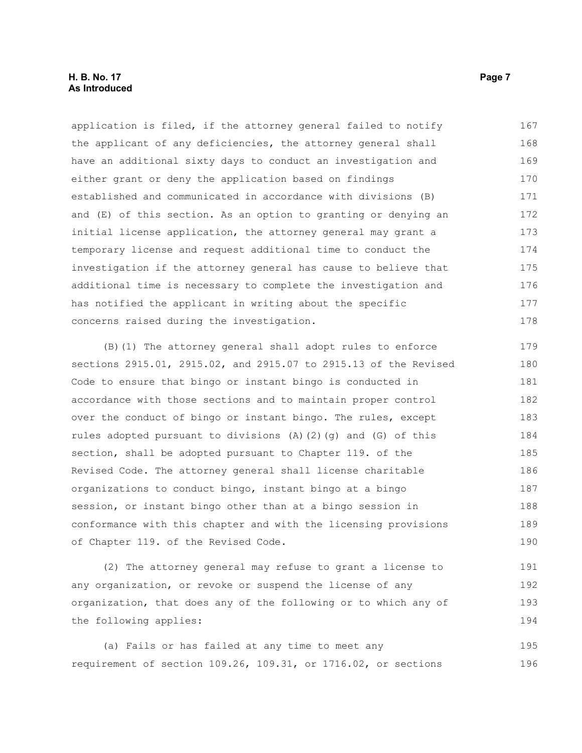application is filed, if the attorney general failed to notify the applicant of any deficiencies, the attorney general shall have an additional sixty days to conduct an investigation and either grant or deny the application based on findings established and communicated in accordance with divisions (B) and (E) of this section. As an option to granting or denying an initial license application, the attorney general may grant a temporary license and request additional time to conduct the investigation if the attorney general has cause to believe that additional time is necessary to complete the investigation and has notified the applicant in writing about the specific concerns raised during the investigation.

(B)(1) The attorney general shall adopt rules to enforce sections 2915.01, 2915.02, and 2915.07 to 2915.13 of the Revised Code to ensure that bingo or instant bingo is conducted in accordance with those sections and to maintain proper control over the conduct of bingo or instant bingo. The rules, except rules adopted pursuant to divisions (A)(2)(g) and (G) of this section, shall be adopted pursuant to Chapter 119. of the Revised Code. The attorney general shall license charitable organizations to conduct bingo, instant bingo at a bingo session, or instant bingo other than at a bingo session in conformance with this chapter and with the licensing provisions of Chapter 119. of the Revised Code.

(2) The attorney general may refuse to grant a license to any organization, or revoke or suspend the license of any organization, that does any of the following or to which any of the following applies:

(a) Fails or has failed at any time to meet any requirement of section 109.26, 109.31, or 1716.02, or sections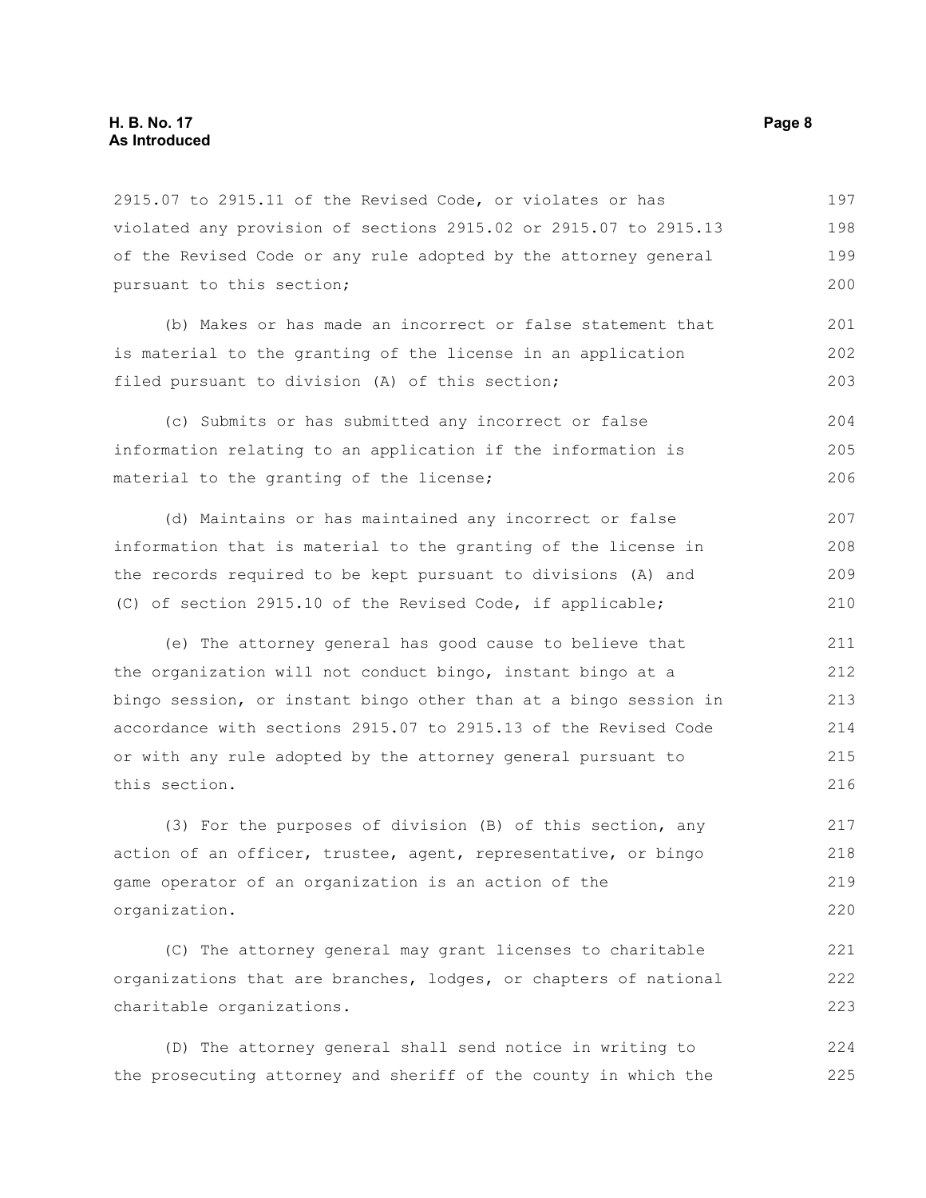2915.07 to 2915.11 of the Revised Code, or violates or has violated any provision of sections 2915.02 or 2915.07 to 2915.13 of the Revised Code or any rule adopted by the attorney general pursuant to this section;

(b) Makes or has made an incorrect or false statement that is material to the granting of the license in an application filed pursuant to division (A) of this section;

(c) Submits or has submitted any incorrect or false information relating to an application if the information is material to the granting of the license;

(d) Maintains or has maintained any incorrect or false information that is material to the granting of the license in the records required to be kept pursuant to divisions (A) and (C) of section 2915.10 of the Revised Code, if applicable;

(e) The attorney general has good cause to believe that the organization will not conduct bingo, instant bingo at a bingo session, or instant bingo other than at a bingo session in accordance with sections 2915.07 to 2915.13 of the Revised Code or with any rule adopted by the attorney general pursuant to this section.

(3) For the purposes of division (B) of this section, any action of an officer, trustee, agent, representative, or bingo game operator of an organization is an action of the organization.

(C) The attorney general may grant licenses to charitable organizations that are branches, lodges, or chapters of national charitable organizations.

(D) The attorney general shall send notice in writing to the prosecuting attorney and sheriff of the county in which the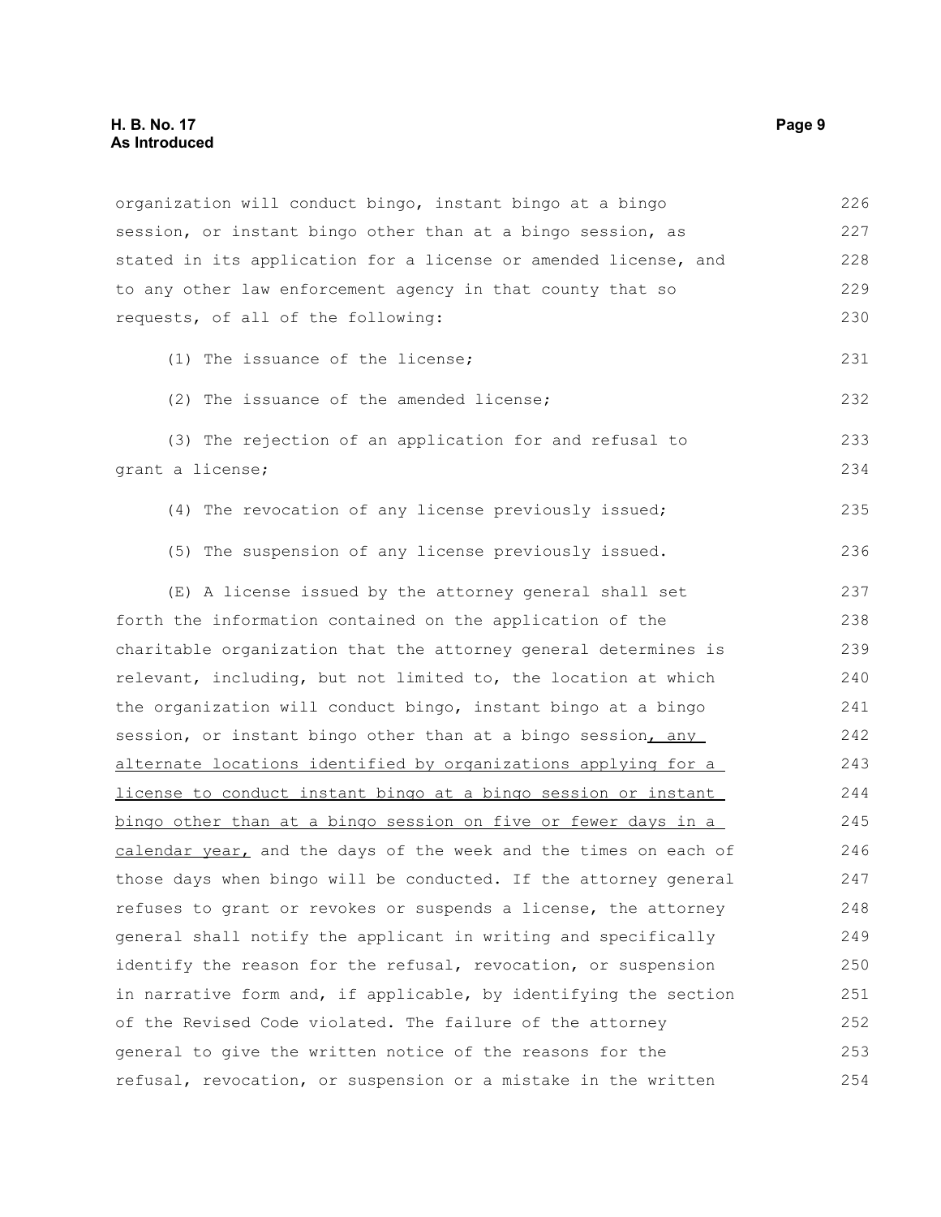organization will conduct bingo, instant bingo at a bingo session, or instant bingo other than at a bingo session, as stated in its application for a license or amended license, and to any other law enforcement agency in that county that so requests, of all of the following:

(1) The issuance of the license;

(2) The issuance of the amended license;

(3) The rejection of an application for and refusal to grant a license;

(4) The revocation of any license previously issued;

(5) The suspension of any license previously issued.

(E) A license issued by the attorney general shall set forth the information contained on the application of the charitable organization that the attorney general determines is relevant, including, but not limited to, the location at which the organization will conduct bingo, instant bingo at a bingo session, or instant bingo other than at a bingo session<u>, any alternate locations identified by organizations applying for a license to conduct instant bingo at a bingo session or instant bingo other than at a bingo session on five or fewer days in a calendar year,</u> and the days of the week and the times on each of those days when bingo will be conducted. If the attorney general refuses to grant or revokes or suspends a license, the attorney general shall notify the applicant in writing and specifically identify the reason for the refusal, revocation, or suspension in narrative form and, if applicable, by identifying the section of the Revised Code violated. The failure of the attorney general to give the written notice of the reasons for the refusal, revocation, or suspension or a mistake in the written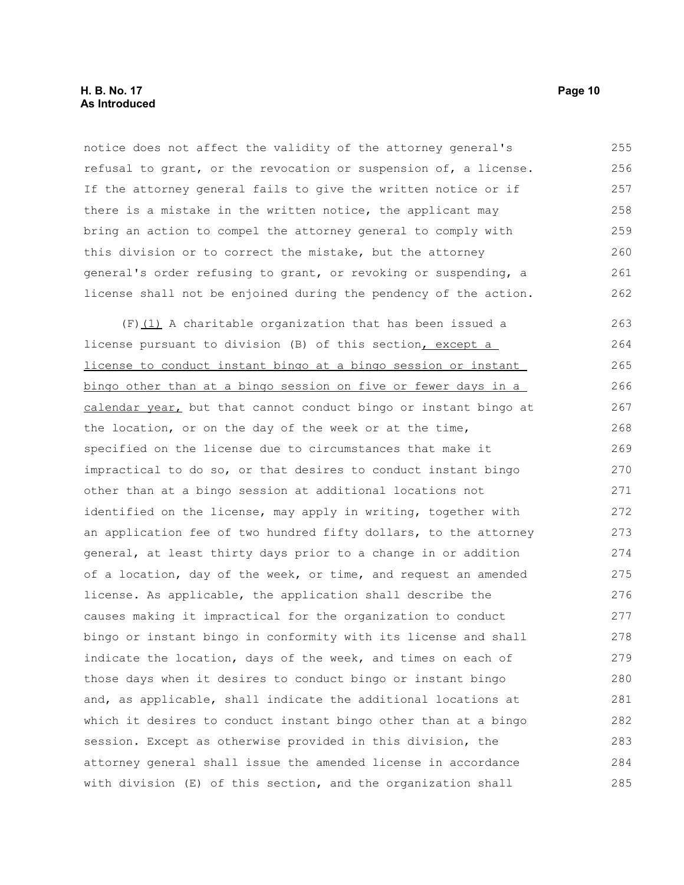notice does not affect the validity of the attorney general's refusal to grant, or the revocation or suspension of, a license. If the attorney general fails to give the written notice or if there is a mistake in the written notice, the applicant may bring an action to compel the attorney general to comply with this division or to correct the mistake, but the attorney general's order refusing to grant, or revoking or suspending, a license shall not be enjoined during the pendency of the action.

(F)(1) A charitable organization that has been issued a license pursuant to division (B) of this section, except a license to conduct instant bingo at a bingo session or instant bingo other than at a bingo session on five or fewer days in a calendar year, but that cannot conduct bingo or instant bingo at the location, or on the day of the week or at the time, specified on the license due to circumstances that make it impractical to do so, or that desires to conduct instant bingo other than at a bingo session at additional locations not identified on the license, may apply in writing, together with an application fee of two hundred fifty dollars, to the attorney general, at least thirty days prior to a change in or addition of a location, day of the week, or time, and request an amended license. As applicable, the application shall describe the causes making it impractical for the organization to conduct bingo or instant bingo in conformity with its license and shall indicate the location, days of the week, and times on each of those days when it desires to conduct bingo or instant bingo and, as applicable, shall indicate the additional locations at which it desires to conduct instant bingo other than at a bingo session. Except as otherwise provided in this division, the attorney general shall issue the amended license in accordance with division (E) of this section, and the organization shall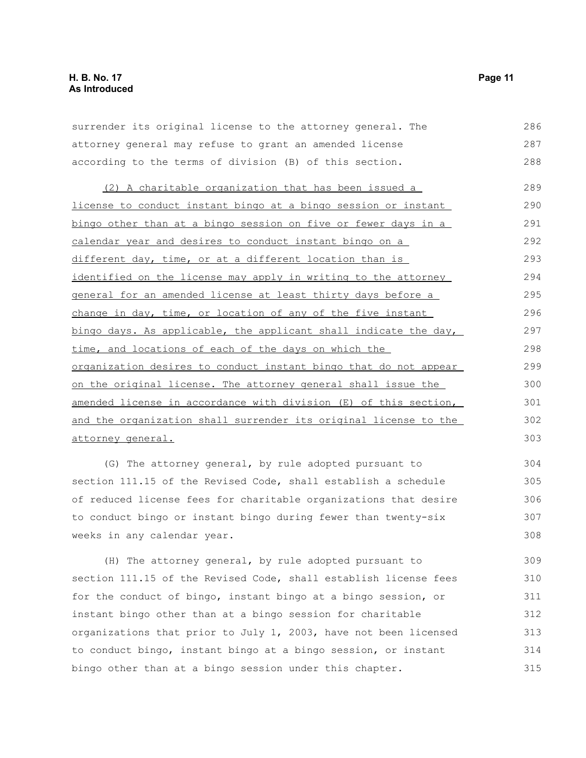surrender its original license to the attorney general. The attorney general may refuse to grant an amended license according to the terms of division (B) of this section.

<u>(2) A charitable organization that has been issued a license to conduct instant bingo at a bingo session or instant bingo other than at a bingo session on five or fewer days in a calendar year and desires to conduct instant bingo on a different day, time, or at a different location than is identified on the license may apply in writing to the attorney general for an amended license at least thirty days before a change in day, time, or location of any of the five instant bingo days. As applicable, the applicant shall indicate the day, time, and locations of each of the days on which the organization desires to conduct instant bingo that do not appear on the original license. The attorney general shall issue the amended license in accordance with division (E) of this section, and the organization shall surrender its original license to the attorney general.</u>

(G) The attorney general, by rule adopted pursuant to section 111.15 of the Revised Code, shall establish a schedule of reduced license fees for charitable organizations that desire to conduct bingo or instant bingo during fewer than twenty-six weeks in any calendar year.

(H) The attorney general, by rule adopted pursuant to section 111.15 of the Revised Code, shall establish license fees for the conduct of bingo, instant bingo at a bingo session, or instant bingo other than at a bingo session for charitable organizations that prior to July 1, 2003, have not been licensed to conduct bingo, instant bingo at a bingo session, or instant bingo other than at a bingo session under this chapter.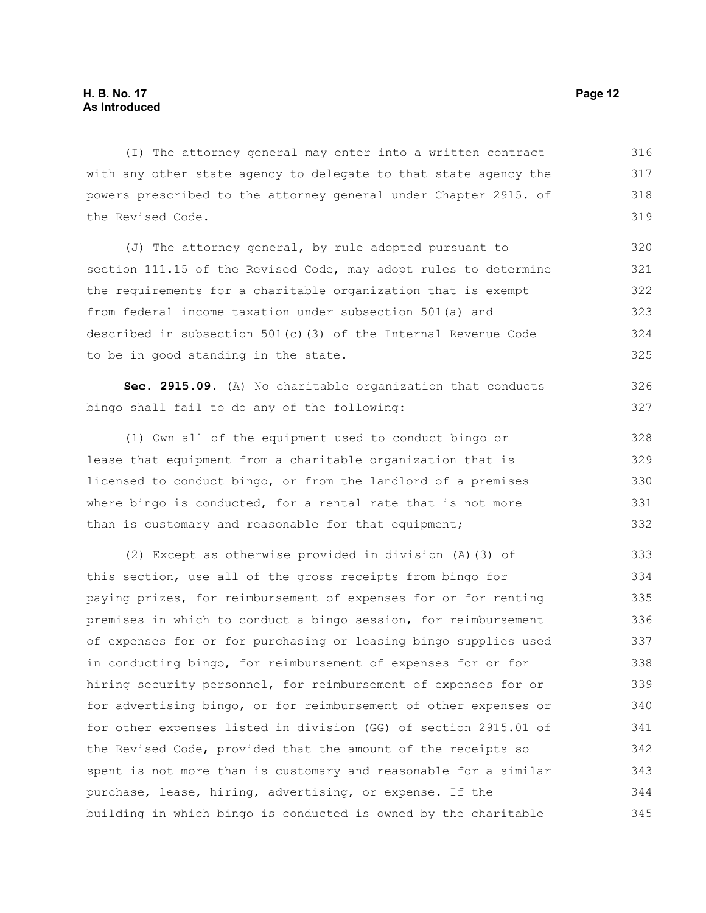(I) The attorney general may enter into a written contract with any other state agency to delegate to that state agency the powers prescribed to the attorney general under Chapter 2915. of the Revised Code.

(J) The attorney general, by rule adopted pursuant to section 111.15 of the Revised Code, may adopt rules to determine the requirements for a charitable organization that is exempt from federal income taxation under subsection 501(a) and described in subsection 501(c)(3) of the Internal Revenue Code to be in good standing in the state.

**Sec. 2915.09.** (A) No charitable organization that conducts bingo shall fail to do any of the following:

(1) Own all of the equipment used to conduct bingo or lease that equipment from a charitable organization that is licensed to conduct bingo, or from the landlord of a premises where bingo is conducted, for a rental rate that is not more than is customary and reasonable for that equipment;

(2) Except as otherwise provided in division (A)(3) of this section, use all of the gross receipts from bingo for paying prizes, for reimbursement of expenses for or for renting premises in which to conduct a bingo session, for reimbursement of expenses for or for purchasing or leasing bingo supplies used in conducting bingo, for reimbursement of expenses for or for hiring security personnel, for reimbursement of expenses for or for advertising bingo, or for reimbursement of other expenses or for other expenses listed in division (GG) of section 2915.01 of the Revised Code, provided that the amount of the receipts so spent is not more than is customary and reasonable for a similar purchase, lease, hiring, advertising, or expense. If the building in which bingo is conducted is owned by the charitable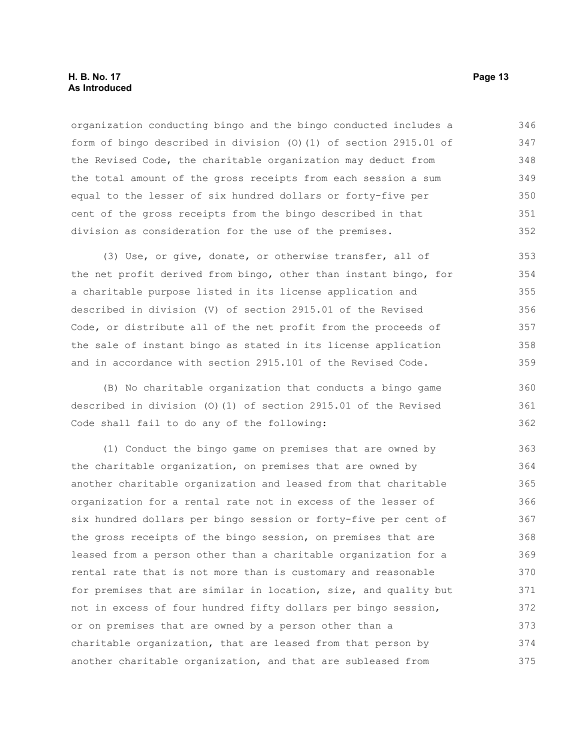organization conducting bingo and the bingo conducted includes a form of bingo described in division (O)(1) of section 2915.01 of the Revised Code, the charitable organization may deduct from the total amount of the gross receipts from each session a sum equal to the lesser of six hundred dollars or forty-five per cent of the gross receipts from the bingo described in that division as consideration for the use of the premises.

(3) Use, or give, donate, or otherwise transfer, all of the net profit derived from bingo, other than instant bingo, for a charitable purpose listed in its license application and described in division (V) of section 2915.01 of the Revised Code, or distribute all of the net profit from the proceeds of the sale of instant bingo as stated in its license application and in accordance with section 2915.101 of the Revised Code.

(B) No charitable organization that conducts a bingo game described in division (O)(1) of section 2915.01 of the Revised Code shall fail to do any of the following:

(1) Conduct the bingo game on premises that are owned by the charitable organization, on premises that are owned by another charitable organization and leased from that charitable organization for a rental rate not in excess of the lesser of six hundred dollars per bingo session or forty-five per cent of the gross receipts of the bingo session, on premises that are leased from a person other than a charitable organization for a rental rate that is not more than is customary and reasonable for premises that are similar in location, size, and quality but not in excess of four hundred fifty dollars per bingo session, or on premises that are owned by a person other than a charitable organization, that are leased from that person by another charitable organization, and that are subleased from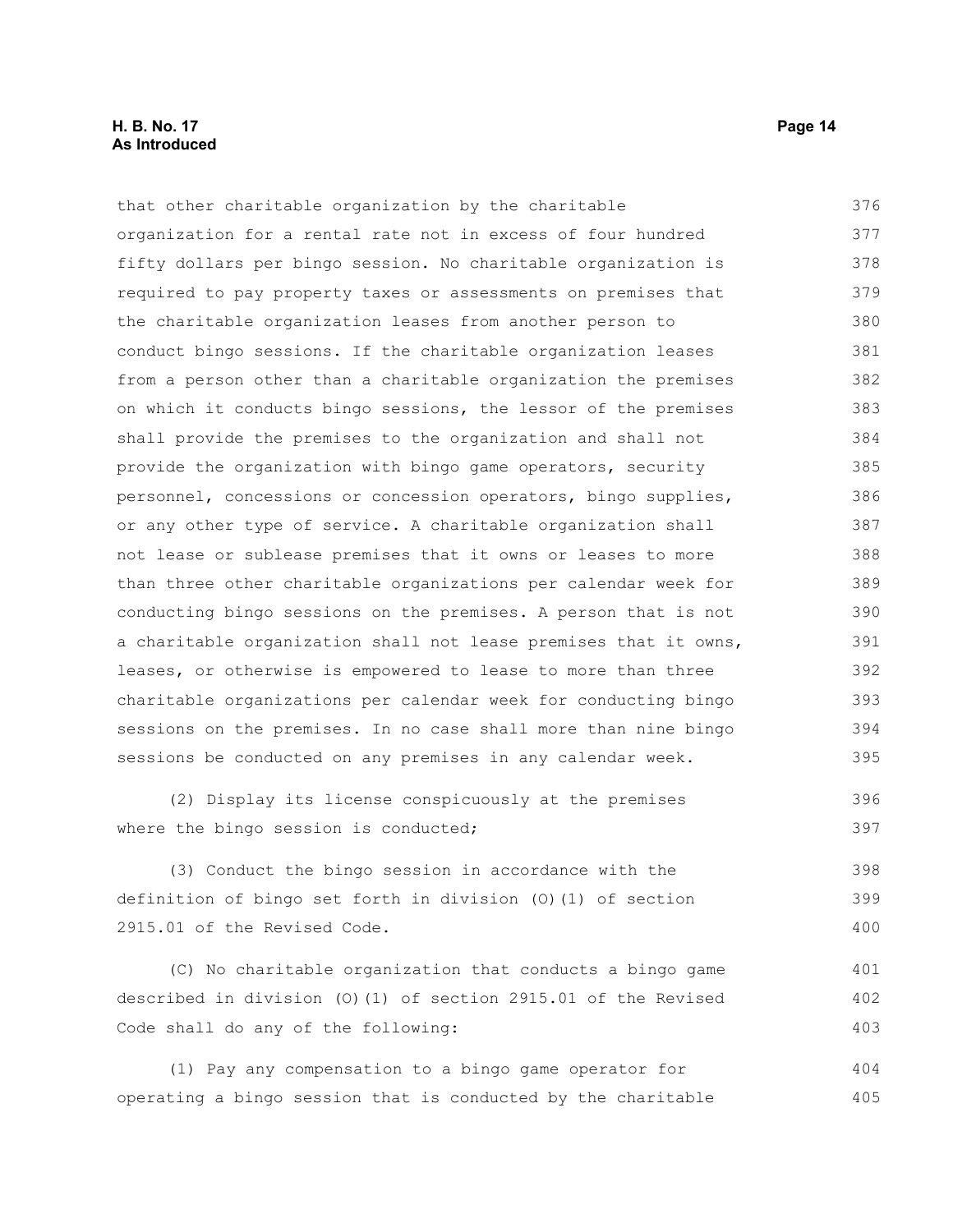that other charitable organization by the charitable organization for a rental rate not in excess of four hundred fifty dollars per bingo session. No charitable organization is required to pay property taxes or assessments on premises that the charitable organization leases from another person to conduct bingo sessions. If the charitable organization leases from a person other than a charitable organization the premises on which it conducts bingo sessions, the lessor of the premises shall provide the premises to the organization and shall not provide the organization with bingo game operators, security personnel, concessions or concession operators, bingo supplies, or any other type of service. A charitable organization shall not lease or sublease premises that it owns or leases to more than three other charitable organizations per calendar week for conducting bingo sessions on the premises. A person that is not a charitable organization shall not lease premises that it owns, leases, or otherwise is empowered to lease to more than three charitable organizations per calendar week for conducting bingo sessions on the premises. In no case shall more than nine bingo sessions be conducted on any premises in any calendar week.

(2) Display its license conspicuously at the premises where the bingo session is conducted;

(3) Conduct the bingo session in accordance with the definition of bingo set forth in division (O)(1) of section 2915.01 of the Revised Code.

(C) No charitable organization that conducts a bingo game described in division (O)(1) of section 2915.01 of the Revised Code shall do any of the following:

(1) Pay any compensation to a bingo game operator for operating a bingo session that is conducted by the charitable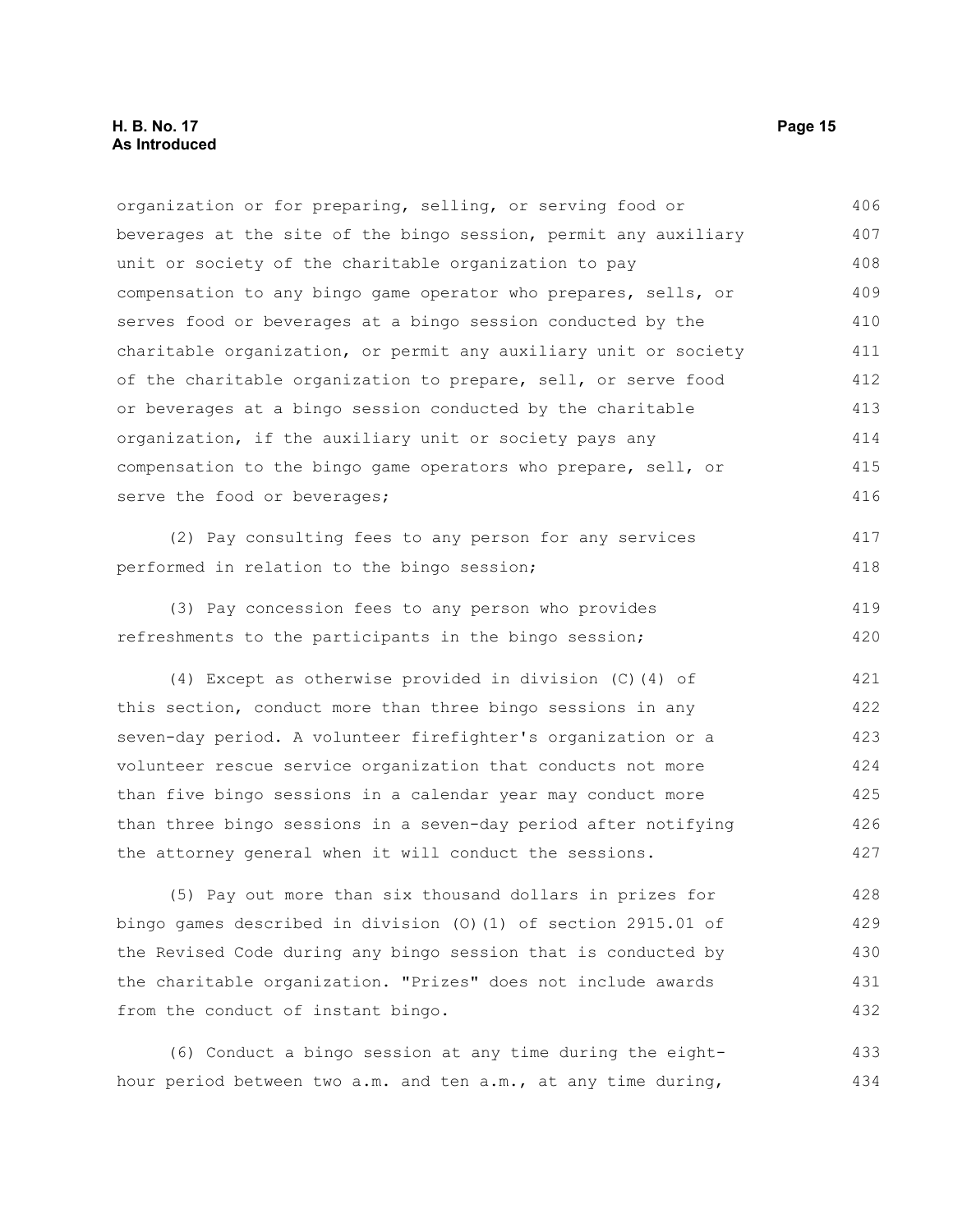organization or for preparing, selling, or serving food or beverages at the site of the bingo session, permit any auxiliary unit or society of the charitable organization to pay compensation to any bingo game operator who prepares, sells, or serves food or beverages at a bingo session conducted by the charitable organization, or permit any auxiliary unit or society of the charitable organization to prepare, sell, or serve food or beverages at a bingo session conducted by the charitable organization, if the auxiliary unit or society pays any compensation to the bingo game operators who prepare, sell, or serve the food or beverages;

(2) Pay consulting fees to any person for any services performed in relation to the bingo session;

(3) Pay concession fees to any person who provides refreshments to the participants in the bingo session;

(4) Except as otherwise provided in division (C)(4) of this section, conduct more than three bingo sessions in any seven-day period. A volunteer firefighter's organization or a volunteer rescue service organization that conducts not more than five bingo sessions in a calendar year may conduct more than three bingo sessions in a seven-day period after notifying the attorney general when it will conduct the sessions.

(5) Pay out more than six thousand dollars in prizes for bingo games described in division (O)(1) of section 2915.01 of the Revised Code during any bingo session that is conducted by the charitable organization. "Prizes" does not include awards from the conduct of instant bingo.

(6) Conduct a bingo session at any time during the eight-hour period between two a.m. and ten a.m., at any time during,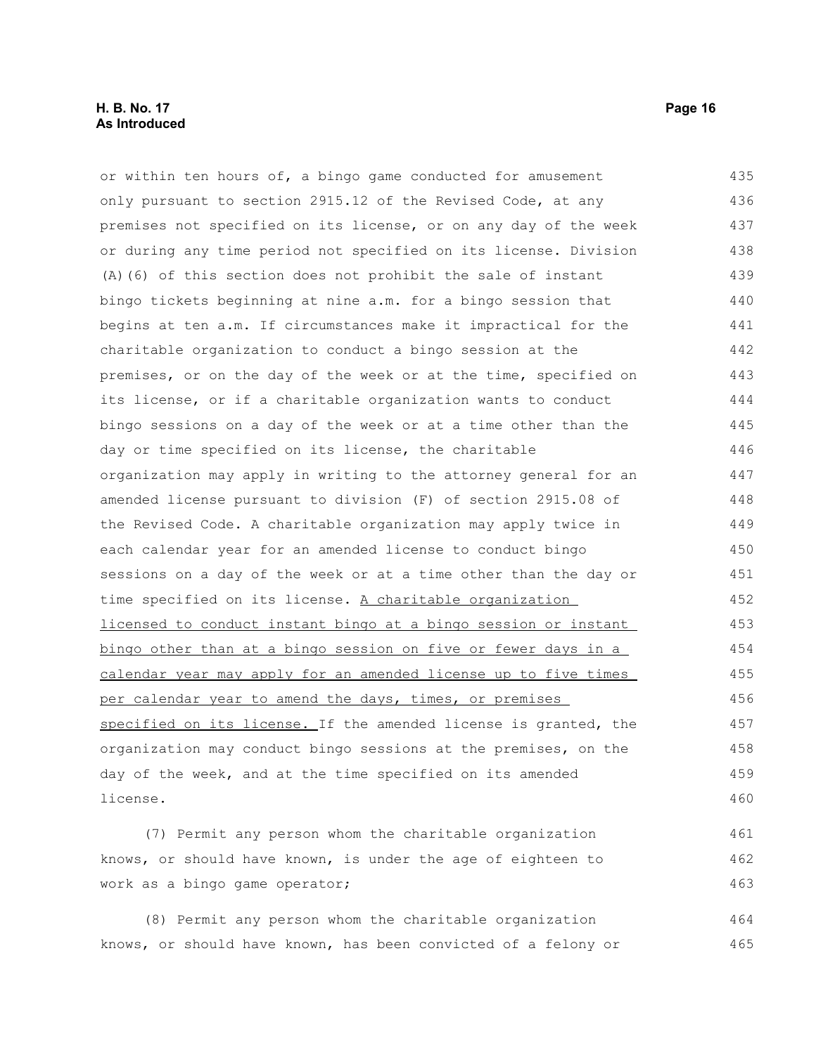or within ten hours of, a bingo game conducted for amusement only pursuant to section 2915.12 of the Revised Code, at any premises not specified on its license, or on any day of the week or during any time period not specified on its license. Division (A)(6) of this section does not prohibit the sale of instant bingo tickets beginning at nine a.m. for a bingo session that begins at ten a.m. If circumstances make it impractical for the charitable organization to conduct a bingo session at the premises, or on the day of the week or at the time, specified on its license, or if a charitable organization wants to conduct bingo sessions on a day of the week or at a time other than the day or time specified on its license, the charitable organization may apply in writing to the attorney general for an amended license pursuant to division (F) of section 2915.08 of the Revised Code. A charitable organization may apply twice in each calendar year for an amended license to conduct bingo sessions on a day of the week or at a time other than the day or time specified on its license. <u>A charitable organization licensed to conduct instant bingo at a bingo session or instant bingo other than at a bingo session on five or fewer days in a calendar year may apply for an amended license up to five times per calendar year to amend the days, times, or premises specified on its license.</u> If the amended license is granted, the organization may conduct bingo sessions at the premises, on the day of the week, and at the time specified on its amended license.

(7) Permit any person whom the charitable organization knows, or should have known, is under the age of eighteen to work as a bingo game operator;

(8) Permit any person whom the charitable organization knows, or should have known, has been convicted of a felony or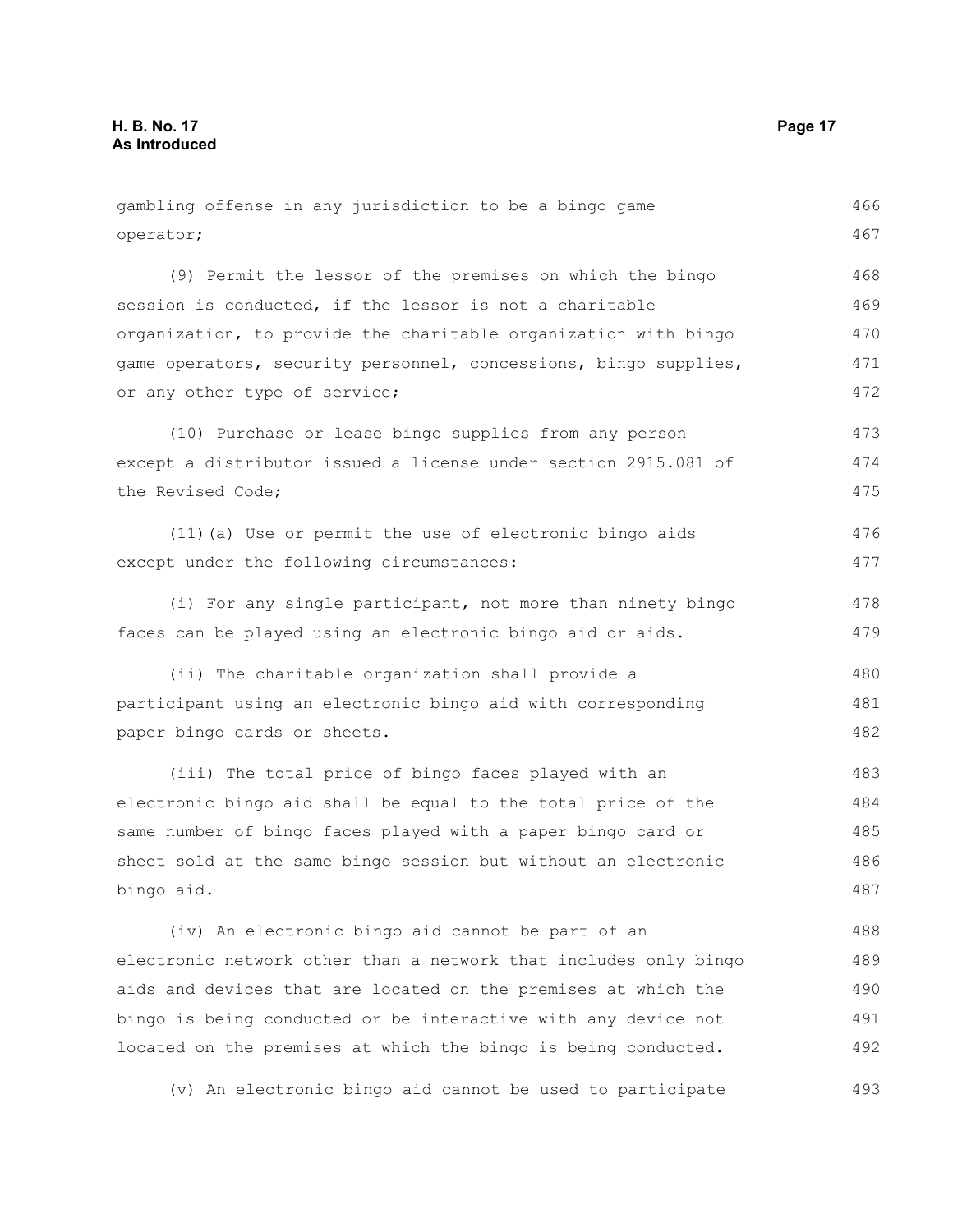gambling offense in any jurisdiction to be a bingo game operator;

(9) Permit the lessor of the premises on which the bingo session is conducted, if the lessor is not a charitable organization, to provide the charitable organization with bingo game operators, security personnel, concessions, bingo supplies, or any other type of service;

(10) Purchase or lease bingo supplies from any person except a distributor issued a license under section 2915.081 of the Revised Code;

(11)(a) Use or permit the use of electronic bingo aids except under the following circumstances:

(i) For any single participant, not more than ninety bingo faces can be played using an electronic bingo aid or aids.

(ii) The charitable organization shall provide a participant using an electronic bingo aid with corresponding paper bingo cards or sheets.

(iii) The total price of bingo faces played with an electronic bingo aid shall be equal to the total price of the same number of bingo faces played with a paper bingo card or sheet sold at the same bingo session but without an electronic bingo aid.

(iv) An electronic bingo aid cannot be part of an electronic network other than a network that includes only bingo aids and devices that are located on the premises at which the bingo is being conducted or be interactive with any device not located on the premises at which the bingo is being conducted.

(v) An electronic bingo aid cannot be used to participate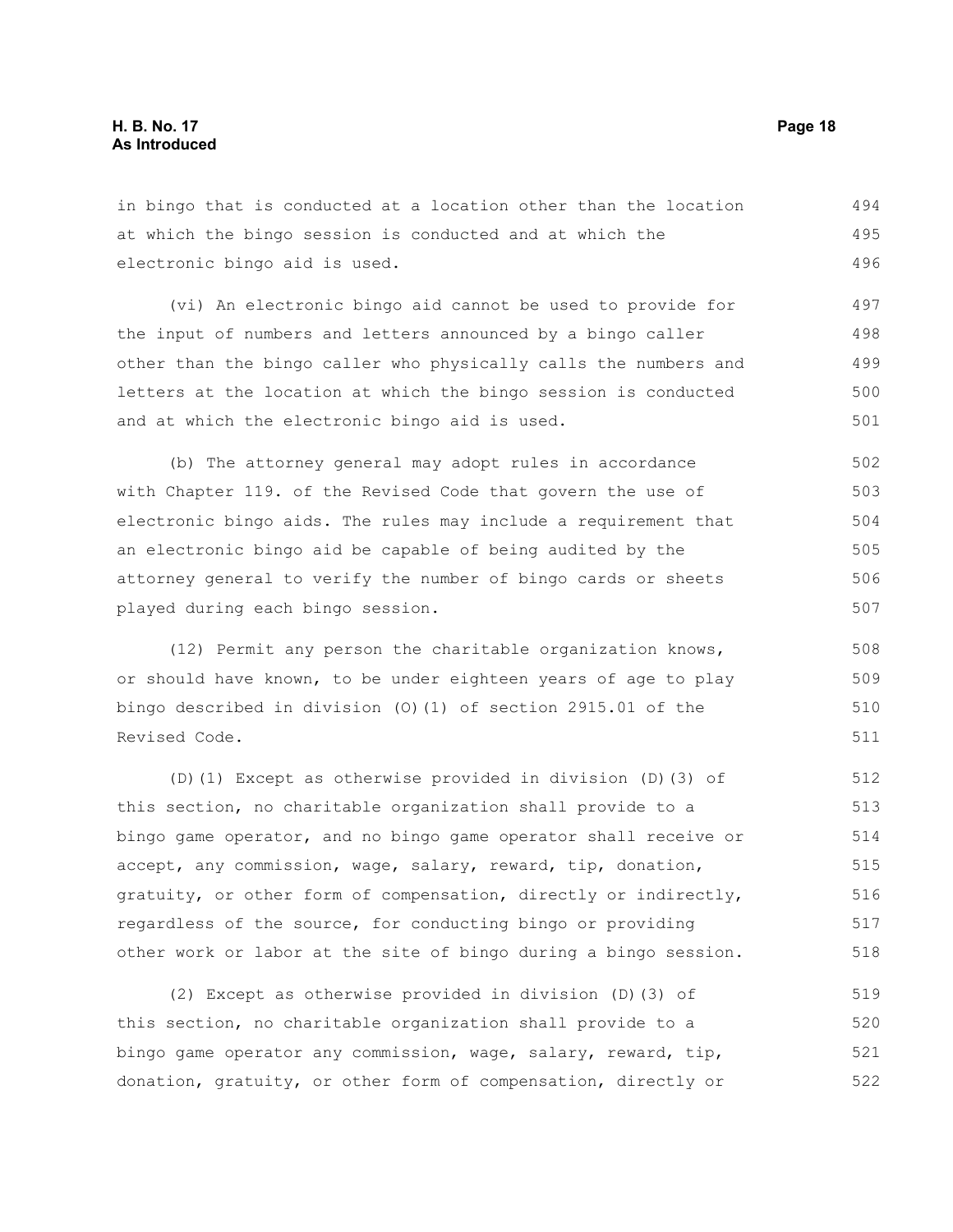in bingo that is conducted at a location other than the location at which the bingo session is conducted and at which the electronic bingo aid is used.

(vi) An electronic bingo aid cannot be used to provide for the input of numbers and letters announced by a bingo caller other than the bingo caller who physically calls the numbers and letters at the location at which the bingo session is conducted and at which the electronic bingo aid is used.

(b) The attorney general may adopt rules in accordance with Chapter 119. of the Revised Code that govern the use of electronic bingo aids. The rules may include a requirement that an electronic bingo aid be capable of being audited by the attorney general to verify the number of bingo cards or sheets played during each bingo session.

(12) Permit any person the charitable organization knows, or should have known, to be under eighteen years of age to play bingo described in division (O)(1) of section 2915.01 of the Revised Code.

(D)(1) Except as otherwise provided in division (D)(3) of this section, no charitable organization shall provide to a bingo game operator, and no bingo game operator shall receive or accept, any commission, wage, salary, reward, tip, donation, gratuity, or other form of compensation, directly or indirectly, regardless of the source, for conducting bingo or providing other work or labor at the site of bingo during a bingo session.

(2) Except as otherwise provided in division (D)(3) of this section, no charitable organization shall provide to a bingo game operator any commission, wage, salary, reward, tip, donation, gratuity, or other form of compensation, directly or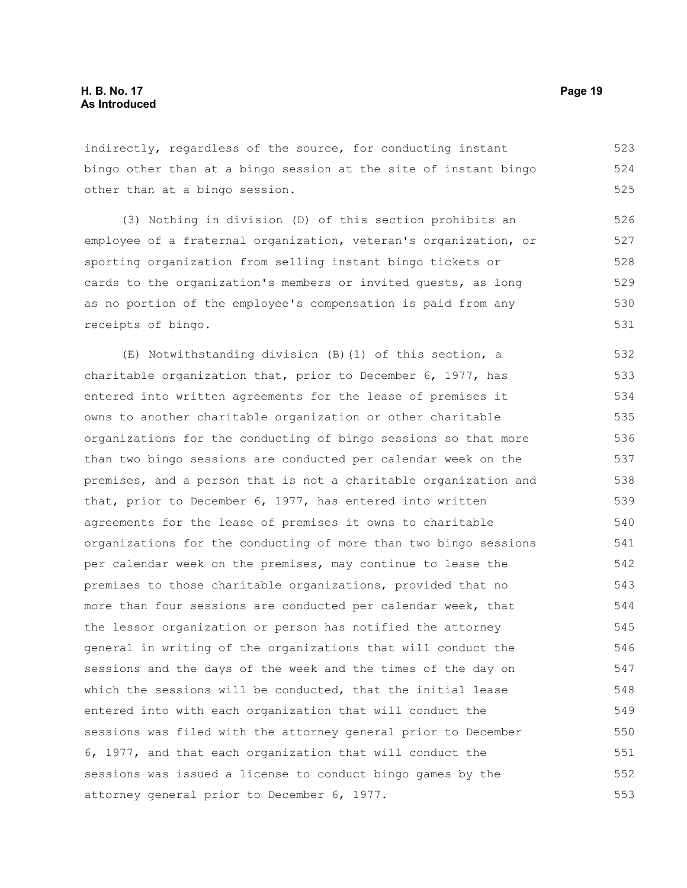indirectly, regardless of the source, for conducting instant bingo other than at a bingo session at the site of instant bingo other than at a bingo session.

(3) Nothing in division (D) of this section prohibits an employee of a fraternal organization, veteran's organization, or sporting organization from selling instant bingo tickets or cards to the organization's members or invited guests, as long as no portion of the employee's compensation is paid from any receipts of bingo.

(E) Notwithstanding division (B)(1) of this section, a charitable organization that, prior to December 6, 1977, has entered into written agreements for the lease of premises it owns to another charitable organization or other charitable organizations for the conducting of bingo sessions so that more than two bingo sessions are conducted per calendar week on the premises, and a person that is not a charitable organization and that, prior to December 6, 1977, has entered into written agreements for the lease of premises it owns to charitable organizations for the conducting of more than two bingo sessions per calendar week on the premises, may continue to lease the premises to those charitable organizations, provided that no more than four sessions are conducted per calendar week, that the lessor organization or person has notified the attorney general in writing of the organizations that will conduct the sessions and the days of the week and the times of the day on which the sessions will be conducted, that the initial lease entered into with each organization that will conduct the sessions was filed with the attorney general prior to December 6, 1977, and that each organization that will conduct the sessions was issued a license to conduct bingo games by the attorney general prior to December 6, 1977.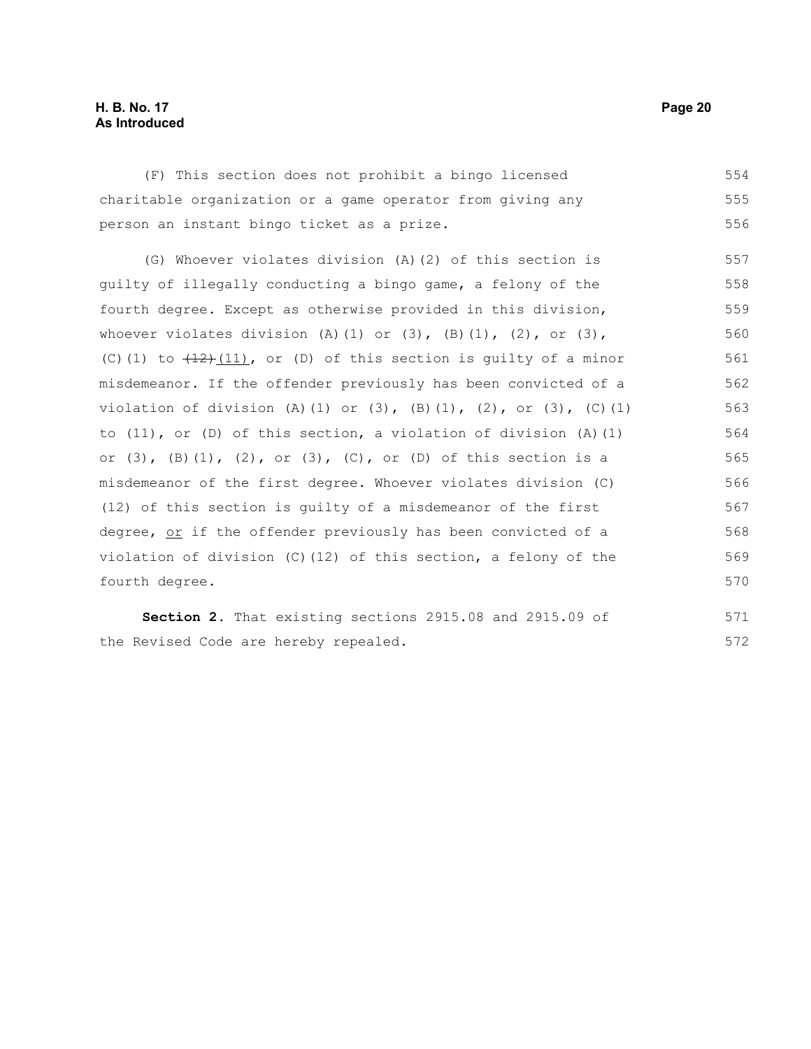(F) This section does not prohibit a bingo licensed charitable organization or a game operator from giving any person an instant bingo ticket as a prize.

(G) Whoever violates division (A)(2) of this section is guilty of illegally conducting a bingo game, a felony of the fourth degree. Except as otherwise provided in this division, whoever violates division (A)(1) or (3), (B)(1), (2), or (3), (C)(1) to ~~(12)~~ (11), or (D) of this section is guilty of a minor misdemeanor. If the offender previously has been convicted of a violation of division (A)(1) or (3), (B)(1), (2), or (3), (C)(1) to (11), or (D) of this section, a violation of division (A)(1) or (3), (B)(1), (2), or (3), (C), or (D) of this section is a misdemeanor of the first degree. Whoever violates division (C)(12) of this section is guilty of a misdemeanor of the first degree, or if the offender previously has been convicted of a violation of division (C)(12) of this section, a felony of the fourth degree.

**Section 2.** That existing sections 2915.08 and 2915.09 of the Revised Code are hereby repealed.